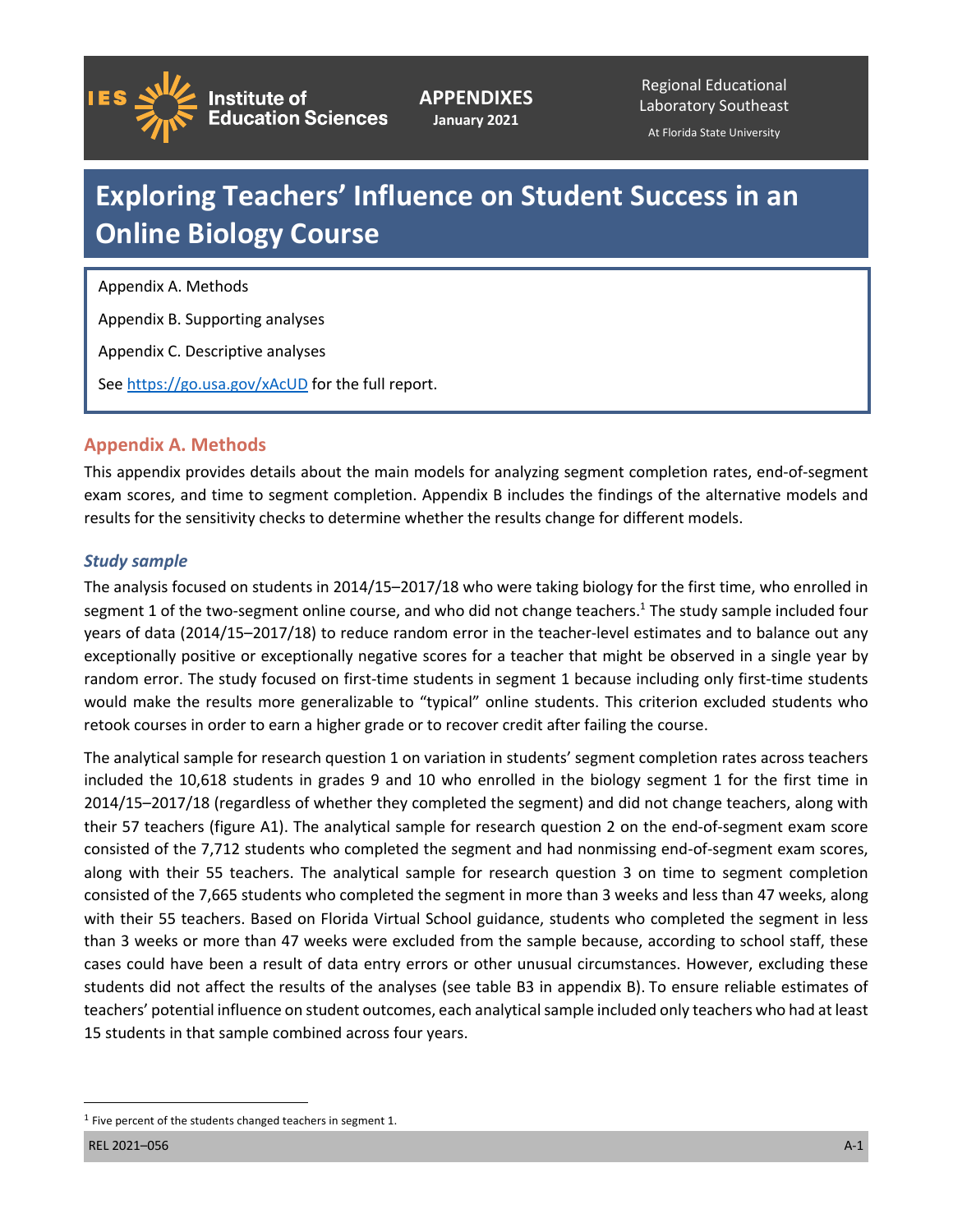IES Institute of Education Sciences

**APPENDIXES**
**January 2021**

Regional Educational Laboratory Southeast
At Florida State University

# Exploring Teachers' Influence on Student Success in an Online Biology Course

Appendix A. Methods

Appendix B. Supporting analyses

Appendix C. Descriptive analyses

See https://go.usa.gov/xAcUD for the full report.

## Appendix A. Methods

This appendix provides details about the main models for analyzing segment completion rates, end-of-segment exam scores, and time to segment completion. Appendix B includes the findings of the alternative models and results for the sensitivity checks to determine whether the results change for different models.

### *Study sample*

The analysis focused on students in 2014/15–2017/18 who were taking biology for the first time, who enrolled in segment 1 of the two-segment online course, and who did not change teachers.[1] The study sample included four years of data (2014/15–2017/18) to reduce random error in the teacher-level estimates and to balance out any exceptionally positive or exceptionally negative scores for a teacher that might be observed in a single year by random error. The study focused on first-time students in segment 1 because including only first-time students would make the results more generalizable to "typical" online students. This criterion excluded students who retook courses in order to earn a higher grade or to recover credit after failing the course.

The analytical sample for research question 1 on variation in students' segment completion rates across teachers included the 10,618 students in grades 9 and 10 who enrolled in the biology segment 1 for the first time in 2014/15–2017/18 (regardless of whether they completed the segment) and did not change teachers, along with their 57 teachers (figure A1). The analytical sample for research question 2 on the end-of-segment exam score consisted of the 7,712 students who completed the segment and had nonmissing end-of-segment exam scores, along with their 55 teachers. The analytical sample for research question 3 on time to segment completion consisted of the 7,665 students who completed the segment in more than 3 weeks and less than 47 weeks, along with their 55 teachers. Based on Florida Virtual School guidance, students who completed the segment in less than 3 weeks or more than 47 weeks were excluded from the sample because, according to school staff, these cases could have been a result of data entry errors or other unusual circumstances. However, excluding these students did not affect the results of the analyses (see table B3 in appendix B). To ensure reliable estimates of teachers' potential influence on student outcomes, each analytical sample included only teachers who had at least 15 students in that sample combined across four years.

[1] Five percent of the students changed teachers in segment 1.

REL 2021–056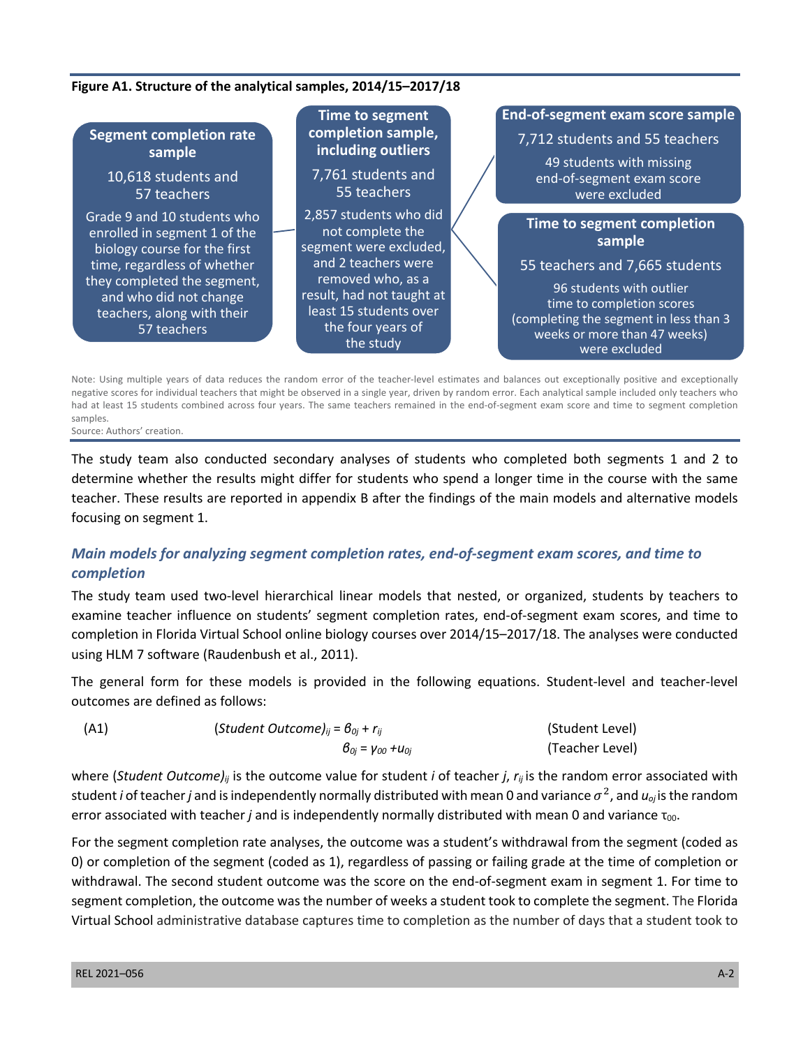**Figure A1. Structure of the analytical samples, 2014/15–2017/18**

**Segment completion rate sample**

10,618 students and 57 teachers

Grade 9 and 10 students who enrolled in segment 1 of the biology course for the first time, regardless of whether they completed the segment, and who did not change teachers, along with their 57 teachers

**Time to segment completion sample, including outliers**

7,761 students and 55 teachers

2,857 students who did not complete the segment were excluded, and 2 teachers were removed who, as a result, had not taught at least 15 students over the four years of the study

**End-of-segment exam score sample**

7,712 students and 55 teachers

49 students with missing end-of-segment exam score were excluded

**Time to segment completion sample**

55 teachers and 7,665 students

96 students with outlier time to completion scores (completing the segment in less than 3 weeks or more than 47 weeks) were excluded

Note: Using multiple years of data reduces the random error of the teacher-level estimates and balances out exceptionally positive and exceptionally negative scores for individual teachers that might be observed in a single year, driven by random error. Each analytical sample included only teachers who had at least 15 students combined across four years. The same teachers remained in the end-of-segment exam score and time to segment completion samples.

Source: Authors' creation.

The study team also conducted secondary analyses of students who completed both segments 1 and 2 to determine whether the results might differ for students who spend a longer time in the course with the same teacher. These results are reported in appendix B after the findings of the main models and alternative models focusing on segment 1.

### *Main models for analyzing segment completion rates, end-of-segment exam scores, and time to completion*

The study team used two-level hierarchical linear models that nested, or organized, students by teachers to examine teacher influence on students' segment completion rates, end-of-segment exam scores, and time to completion in Florida Virtual School online biology courses over 2014/15–2017/18. The analyses were conducted using HLM 7 software (Raudenbush et al., 2011).

The general form for these models is provided in the following equations. Student-level and teacher-level outcomes are defined as follows:

(A1)

$$(Student\ Outcome)_{ij} = \beta_{0j} + r_{ij} \quad \text{(Student Level)}$$

$$\beta_{0j} = \gamma_{00} + u_{0j} \quad \text{(Teacher Level)}$$

where $(Student\ Outcome)_{ij}$ is the outcome value for student $i$ of teacher $j$, $r_{ij}$ is the random error associated with student $i$ of teacher $j$ and is independently normally distributed with mean 0 and variance $\sigma^2$, and $u_{0j}$ is the random error associated with teacher $j$ and is independently normally distributed with mean 0 and variance $\tau_{00}$.

For the segment completion rate analyses, the outcome was a student's withdrawal from the segment (coded as 0) or completion of the segment (coded as 1), regardless of passing or failing grade at the time of completion or withdrawal. The second student outcome was the score on the end-of-segment exam in segment 1. For time to segment completion, the outcome was the number of weeks a student took to complete the segment. The Florida Virtual School administrative database captures time to completion as the number of days that a student took to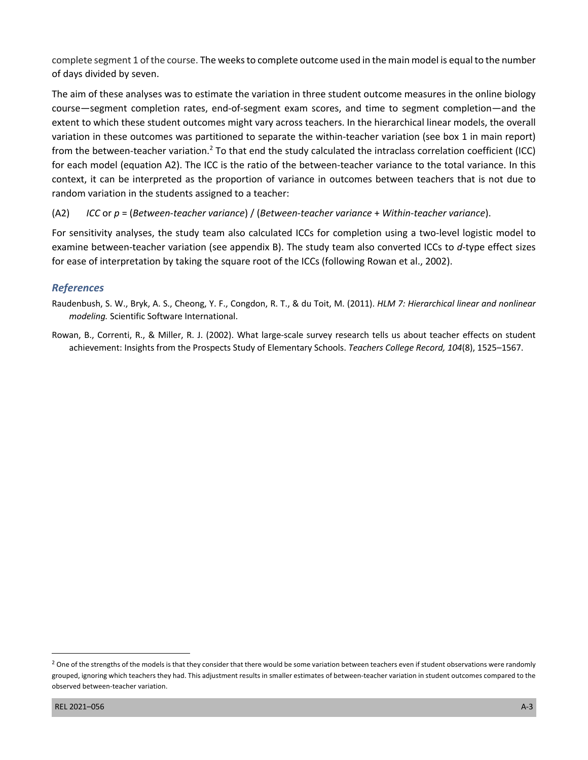complete segment 1 of the course. The weeks to complete outcome used in the main model is equal to the number of days divided by seven.

The aim of these analyses was to estimate the variation in three student outcome measures in the online biology course—segment completion rates, end-of-segment exam scores, and time to segment completion—and the extent to which these student outcomes might vary across teachers. In the hierarchical linear models, the overall variation in these outcomes was partitioned to separate the within-teacher variation (see box 1 in main report) from the between-teacher variation.[2] To that end the study calculated the intraclass correlation coefficient (ICC) for each model (equation A2). The ICC is the ratio of the between-teacher variance to the total variance. In this context, it can be interpreted as the proportion of variance in outcomes between teachers that is not due to random variation in the students assigned to a teacher:

(A2) *ICC* or *p* = (*Between-teacher variance*) / (*Between-teacher variance* + *Within-teacher variance*).

For sensitivity analyses, the study team also calculated ICCs for completion using a two-level logistic model to examine between-teacher variation (see appendix B). The study team also converted ICCs to *d*-type effect sizes for ease of interpretation by taking the square root of the ICCs (following Rowan et al., 2002).

### *References*

Raudenbush, S. W., Bryk, A. S., Cheong, Y. F., Congdon, R. T., & du Toit, M. (2011). *HLM 7: Hierarchical linear and nonlinear modeling.* Scientific Software International.

Rowan, B., Correnti, R., & Miller, R. J. (2002). What large-scale survey research tells us about teacher effects on student achievement: Insights from the Prospects Study of Elementary Schools. *Teachers College Record, 104*(8), 1525–1567.

[2] One of the strengths of the models is that they consider that there would be some variation between teachers even if student observations were randomly grouped, ignoring which teachers they had. This adjustment results in smaller estimates of between-teacher variation in student outcomes compared to the observed between-teacher variation.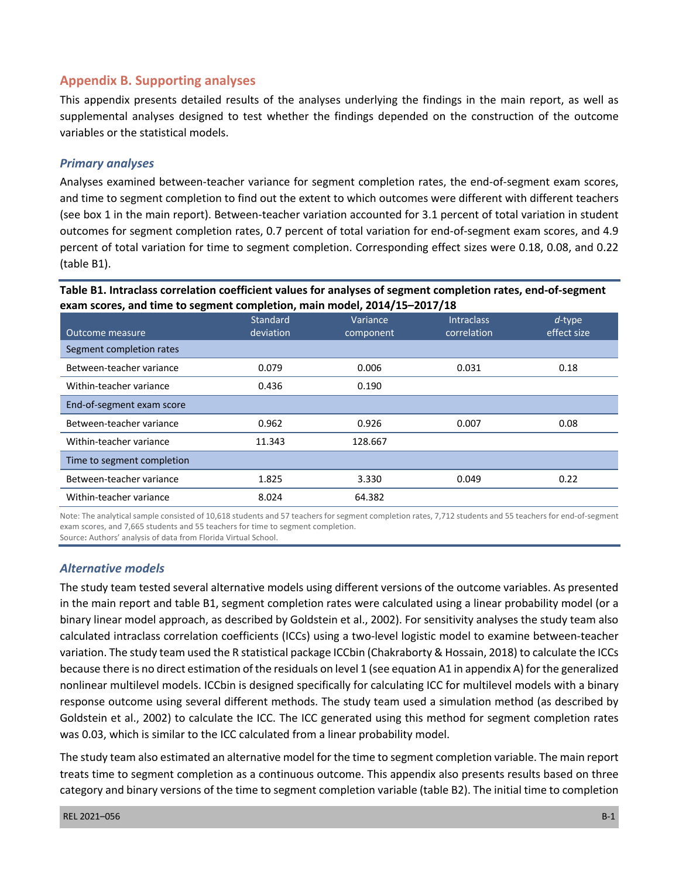## Appendix B. Supporting analyses

This appendix presents detailed results of the analyses underlying the findings in the main report, as well as supplemental analyses designed to test whether the findings depended on the construction of the outcome variables or the statistical models.

### *Primary analyses*

Analyses examined between-teacher variance for segment completion rates, the end-of-segment exam scores, and time to segment completion to find out the extent to which outcomes were different with different teachers (see box 1 in the main report). Between-teacher variation accounted for 3.1 percent of total variation in student outcomes for segment completion rates, 0.7 percent of total variation for end-of-segment exam scores, and 4.9 percent of total variation for time to segment completion. Corresponding effect sizes were 0.18, 0.08, and 0.22 (table B1).

**Table B1. Intraclass correlation coefficient values for analyses of segment completion rates, end-of-segment exam scores, and time to segment completion, main model, 2014/15–2017/18**

| Outcome measure | Standard deviation | Variance component | Intraclass correlation | *d*-type effect size |
|---|---|---|---|---|
| Segment completion rates | | | | |
| Between-teacher variance | 0.079 | 0.006 | 0.031 | 0.18 |
| Within-teacher variance | 0.436 | 0.190 | | |
| End-of-segment exam score | | | | |
| Between-teacher variance | 0.962 | 0.926 | 0.007 | 0.08 |
| Within-teacher variance | 11.343 | 128.667 | | |
| Time to segment completion | | | | |
| Between-teacher variance | 1.825 | 3.330 | 0.049 | 0.22 |
| Within-teacher variance | 8.024 | 64.382 | | |

Note: The analytical sample consisted of 10,618 students and 57 teachers for segment completion rates, 7,712 students and 55 teachers for end-of-segment exam scores, and 7,665 students and 55 teachers for time to segment completion.
Source: Authors' analysis of data from Florida Virtual School.

### *Alternative models*

The study team tested several alternative models using different versions of the outcome variables. As presented in the main report and table B1, segment completion rates were calculated using a linear probability model (or a binary linear model approach, as described by Goldstein et al., 2002). For sensitivity analyses the study team also calculated intraclass correlation coefficients (ICCs) using a two-level logistic model to examine between-teacher variation. The study team used the R statistical package ICCbin (Chakraborty & Hossain, 2018) to calculate the ICCs because there is no direct estimation of the residuals on level 1 (see equation A1 in appendix A) for the generalized nonlinear multilevel models. ICCbin is designed specifically for calculating ICC for multilevel models with a binary response outcome using several different methods. The study team used a simulation method (as described by Goldstein et al., 2002) to calculate the ICC. The ICC generated using this method for segment completion rates was 0.03, which is similar to the ICC calculated from a linear probability model.

The study team also estimated an alternative model for the time to segment completion variable. The main report treats time to segment completion as a continuous outcome. This appendix also presents results based on three category and binary versions of the time to segment completion variable (table B2). The initial time to completion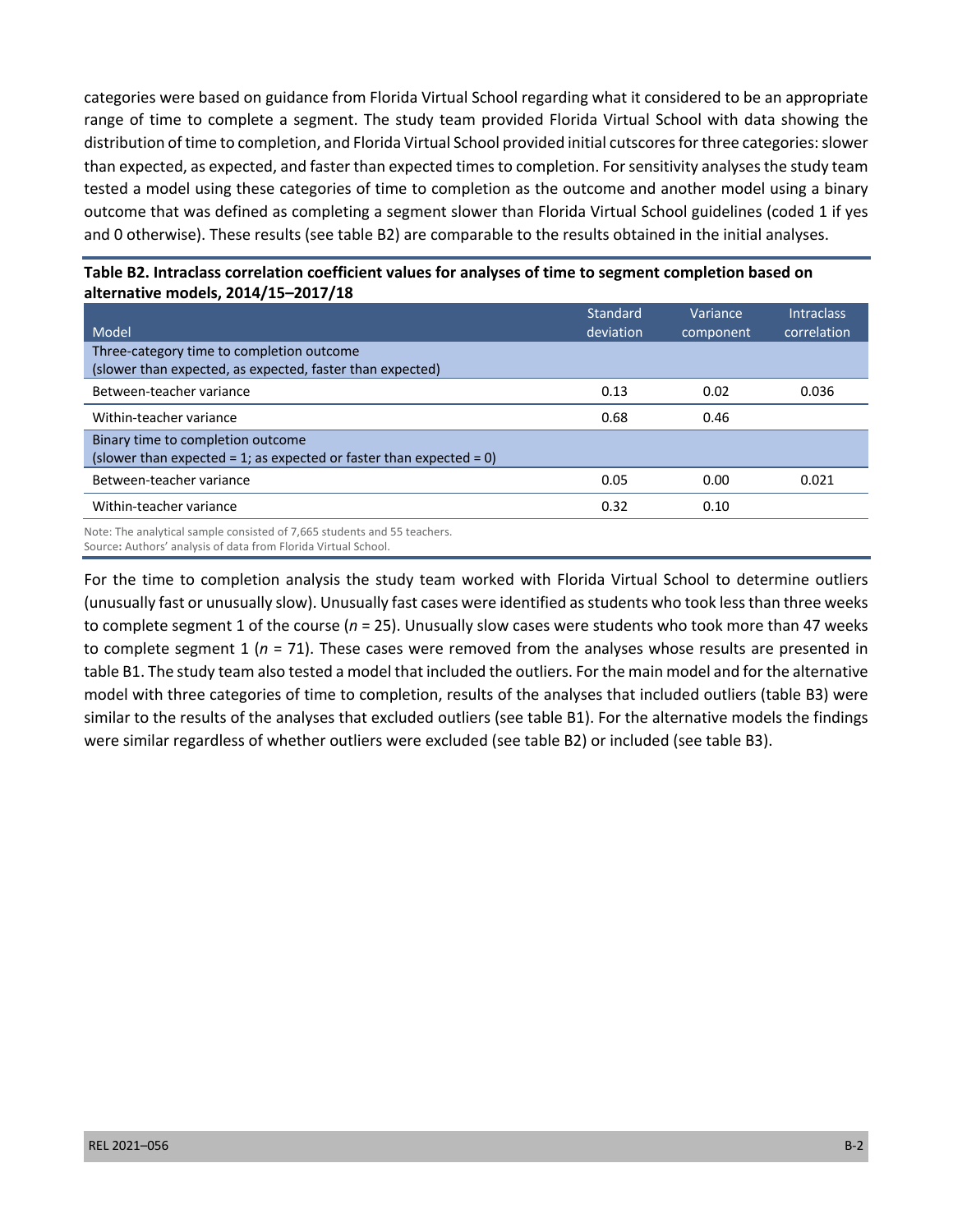categories were based on guidance from Florida Virtual School regarding what it considered to be an appropriate range of time to complete a segment. The study team provided Florida Virtual School with data showing the distribution of time to completion, and Florida Virtual School provided initial cutscores for three categories: slower than expected, as expected, and faster than expected times to completion. For sensitivity analyses the study team tested a model using these categories of time to completion as the outcome and another model using a binary outcome that was defined as completing a segment slower than Florida Virtual School guidelines (coded 1 if yes and 0 otherwise). These results (see table B2) are comparable to the results obtained in the initial analyses.

**Table B2. Intraclass correlation coefficient values for analyses of time to segment completion based on alternative models, 2014/15–2017/18**

| Model | Standard deviation | Variance component | Intraclass correlation |
|---|---|---|---|
| Three-category time to completion outcome (slower than expected, as expected, faster than expected) | | | |
| Between-teacher variance | 0.13 | 0.02 | 0.036 |
| Within-teacher variance | 0.68 | 0.46 | |
| Binary time to completion outcome (slower than expected = 1; as expected or faster than expected = 0) | | | |
| Between-teacher variance | 0.05 | 0.00 | 0.021 |
| Within-teacher variance | 0.32 | 0.10 | |

Note: The analytical sample consisted of 7,665 students and 55 teachers.
Source: Authors' analysis of data from Florida Virtual School.

For the time to completion analysis the study team worked with Florida Virtual School to determine outliers (unusually fast or unusually slow). Unusually fast cases were identified as students who took less than three weeks to complete segment 1 of the course (*n* = 25). Unusually slow cases were students who took more than 47 weeks to complete segment 1 (*n* = 71). These cases were removed from the analyses whose results are presented in table B1. The study team also tested a model that included the outliers. For the main model and for the alternative model with three categories of time to completion, results of the analyses that included outliers (table B3) were similar to the results of the analyses that excluded outliers (see table B1). For the alternative models the findings were similar regardless of whether outliers were excluded (see table B2) or included (see table B3).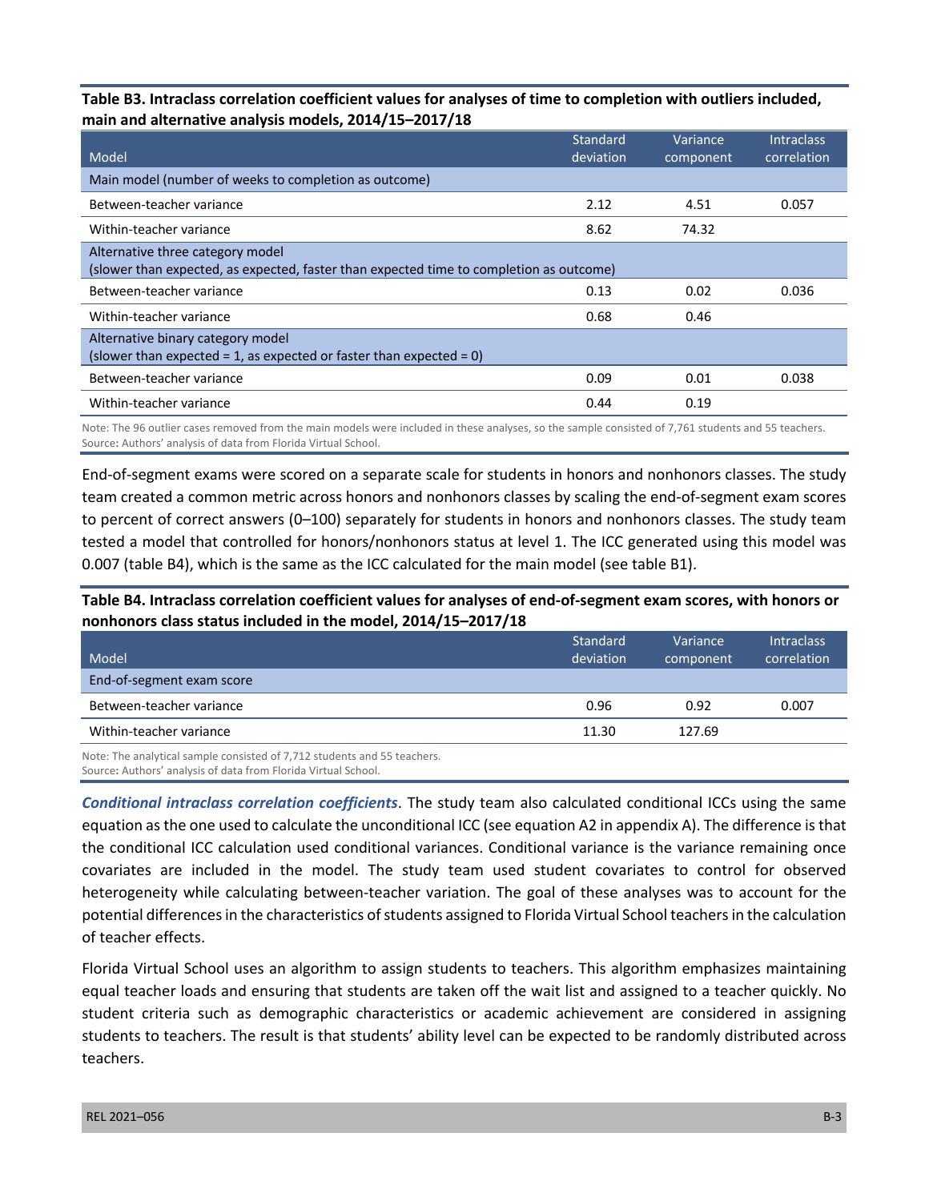**Table B3. Intraclass correlation coefficient values for analyses of time to completion with outliers included, main and alternative analysis models, 2014/15–2017/18**

| Model | Standard deviation | Variance component | Intraclass correlation |
|---|---|---|---|
| Main model (number of weeks to completion as outcome) | | | |
| Between-teacher variance | 2.12 | 4.51 | 0.057 |
| Within-teacher variance | 8.62 | 74.32 | |
| Alternative three category model (slower than expected, as expected, faster than expected time to completion as outcome) | | | |
| Between-teacher variance | 0.13 | 0.02 | 0.036 |
| Within-teacher variance | 0.68 | 0.46 | |
| Alternative binary category model (slower than expected = 1, as expected or faster than expected = 0) | | | |
| Between-teacher variance | 0.09 | 0.01 | 0.038 |
| Within-teacher variance | 0.44 | 0.19 | |

Note: The 96 outlier cases removed from the main models were included in these analyses, so the sample consisted of 7,761 students and 55 teachers.
Source: Authors' analysis of data from Florida Virtual School.

End-of-segment exams were scored on a separate scale for students in honors and nonhonors classes. The study team created a common metric across honors and nonhonors classes by scaling the end-of-segment exam scores to percent of correct answers (0–100) separately for students in honors and nonhonors classes. The study team tested a model that controlled for honors/nonhonors status at level 1. The ICC generated using this model was 0.007 (table B4), which is the same as the ICC calculated for the main model (see table B1).

**Table B4. Intraclass correlation coefficient values for analyses of end-of-segment exam scores, with honors or nonhonors class status included in the model, 2014/15–2017/18**

| Model | Standard deviation | Variance component | Intraclass correlation |
|---|---|---|---|
| End-of-segment exam score | | | |
| Between-teacher variance | 0.96 | 0.92 | 0.007 |
| Within-teacher variance | 11.30 | 127.69 | |

Note: The analytical sample consisted of 7,712 students and 55 teachers.
Source: Authors' analysis of data from Florida Virtual School.

***Conditional intraclass correlation coefficients***. The study team also calculated conditional ICCs using the same equation as the one used to calculate the unconditional ICC (see equation A2 in appendix A). The difference is that the conditional ICC calculation used conditional variances. Conditional variance is the variance remaining once covariates are included in the model. The study team used student covariates to control for observed heterogeneity while calculating between-teacher variation. The goal of these analyses was to account for the potential differences in the characteristics of students assigned to Florida Virtual School teachers in the calculation of teacher effects.

Florida Virtual School uses an algorithm to assign students to teachers. This algorithm emphasizes maintaining equal teacher loads and ensuring that students are taken off the wait list and assigned to a teacher quickly. No student criteria such as demographic characteristics or academic achievement are considered in assigning students to teachers. The result is that students' ability level can be expected to be randomly distributed across teachers.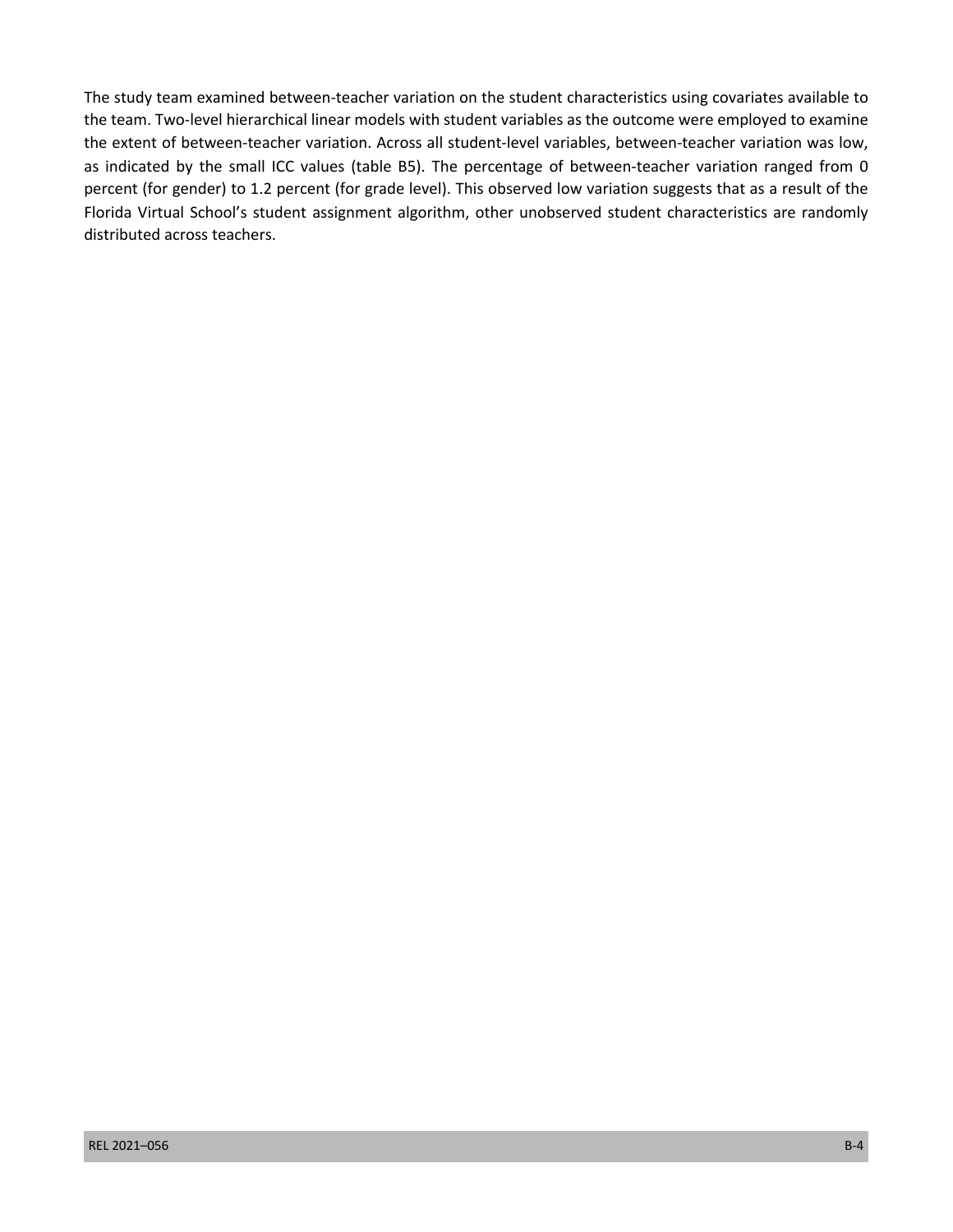The study team examined between-teacher variation on the student characteristics using covariates available to the team. Two-level hierarchical linear models with student variables as the outcome were employed to examine the extent of between-teacher variation. Across all student-level variables, between-teacher variation was low, as indicated by the small ICC values (table B5). The percentage of between-teacher variation ranged from 0 percent (for gender) to 1.2 percent (for grade level). This observed low variation suggests that as a result of the Florida Virtual School's student assignment algorithm, other unobserved student characteristics are randomly distributed across teachers.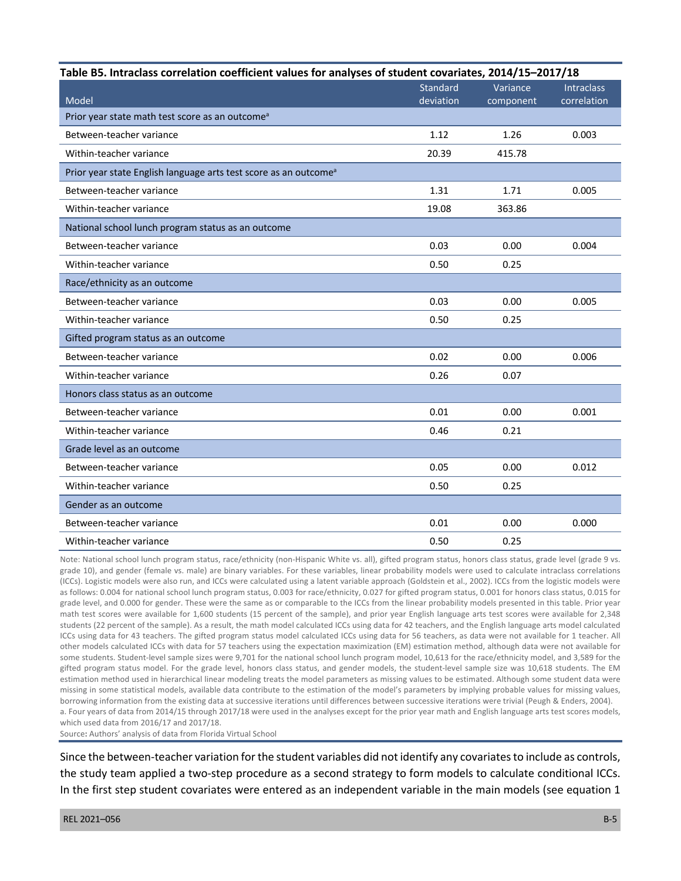**Table B5. Intraclass correlation coefficient values for analyses of student covariates, 2014/15–2017/18**

| Model | Standard deviation | Variance component | Intraclass correlation |
|---|---|---|---|
| **Prior year state math test score as an outcome[a]** | | | |
| Between-teacher variance | 1.12 | 1.26 | 0.003 |
| Within-teacher variance | 20.39 | 415.78 | |
| **Prior year state English language arts test score as an outcome[a]** | | | |
| Between-teacher variance | 1.31 | 1.71 | 0.005 |
| Within-teacher variance | 19.08 | 363.86 | |
| **National school lunch program status as an outcome** | | | |
| Between-teacher variance | 0.03 | 0.00 | 0.004 |
| Within-teacher variance | 0.50 | 0.25 | |
| **Race/ethnicity as an outcome** | | | |
| Between-teacher variance | 0.03 | 0.00 | 0.005 |
| Within-teacher variance | 0.50 | 0.25 | |
| **Gifted program status as an outcome** | | | |
| Between-teacher variance | 0.02 | 0.00 | 0.006 |
| Within-teacher variance | 0.26 | 0.07 | |
| **Honors class status as an outcome** | | | |
| Between-teacher variance | 0.01 | 0.00 | 0.001 |
| Within-teacher variance | 0.46 | 0.21 | |
| **Grade level as an outcome** | | | |
| Between-teacher variance | 0.05 | 0.00 | 0.012 |
| Within-teacher variance | 0.50 | 0.25 | |
| **Gender as an outcome** | | | |
| Between-teacher variance | 0.01 | 0.00 | 0.000 |
| Within-teacher variance | 0.50 | 0.25 | |

Note: National school lunch program status, race/ethnicity (non-Hispanic White vs. all), gifted program status, honors class status, grade level (grade 9 vs. grade 10), and gender (female vs. male) are binary variables. For these variables, linear probability models were used to calculate intraclass correlations (ICCs). Logistic models were also run, and ICCs were calculated using a latent variable approach (Goldstein et al., 2002). ICCs from the logistic models were as follows: 0.004 for national school lunch program status, 0.003 for race/ethnicity, 0.027 for gifted program status, 0.001 for honors class status, 0.015 for grade level, and 0.000 for gender. These were the same as or comparable to the ICCs from the linear probability models presented in this table. Prior year math test scores were available for 1,600 students (15 percent of the sample), and prior year English language arts test scores were available for 2,348 students (22 percent of the sample). As a result, the math model calculated ICCs using data for 42 teachers, and the English language arts model calculated ICCs using data for 43 teachers. The gifted program status model calculated ICCs using data for 56 teachers, as data were not available for 1 teacher. All other models calculated ICCs with data for 57 teachers using the expectation maximization (EM) estimation method, although data were not available for some students. Student-level sample sizes were 9,701 for the national school lunch program model, 10,613 for the race/ethnicity model, and 3,589 for the gifted program status model. For the grade level, honors class status, and gender models, the student-level sample size was 10,618 students. The EM estimation method used in hierarchical linear modeling treats the model parameters as missing values to be estimated. Although some student data were missing in some statistical models, available data contribute to the estimation of the model's parameters by implying probable values for missing values, borrowing information from the existing data at successive iterations until differences between successive iterations were trivial (Peugh & Enders, 2004).

a. Four years of data from 2014/15 through 2017/18 were used in the analyses except for the prior year math and English language arts test scores models, which used data from 2016/17 and 2017/18.

Source: Authors' analysis of data from Florida Virtual School

Since the between-teacher variation for the student variables did not identify any covariates to include as controls, the study team applied a two-step procedure as a second strategy to form models to calculate conditional ICCs. In the first step student covariates were entered as an independent variable in the main models (see equation 1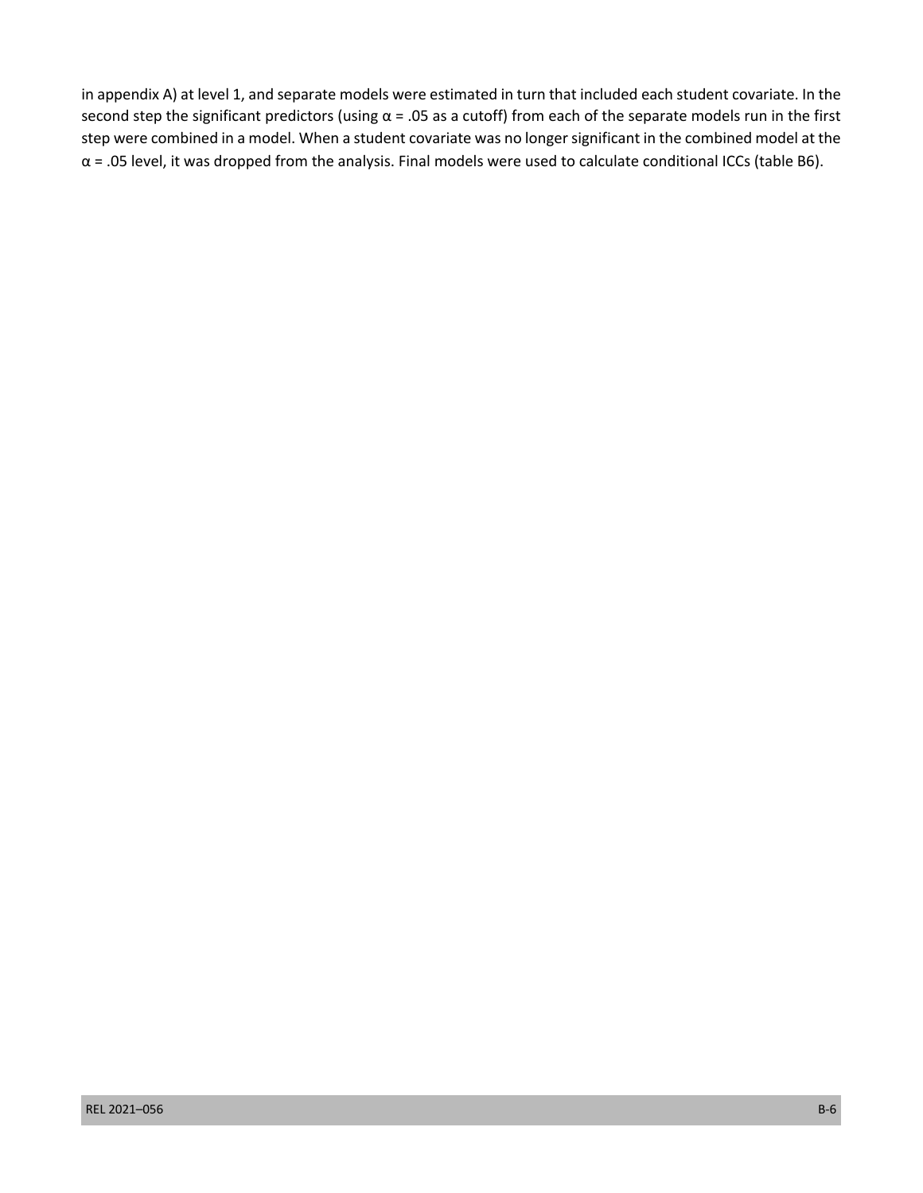in appendix A) at level 1, and separate models were estimated in turn that included each student covariate. In the second step the significant predictors (using $\alpha = .05$ as a cutoff) from each of the separate models run in the first step were combined in a model. When a student covariate was no longer significant in the combined model at the $\alpha = .05$ level, it was dropped from the analysis. Final models were used to calculate conditional ICCs (table B6).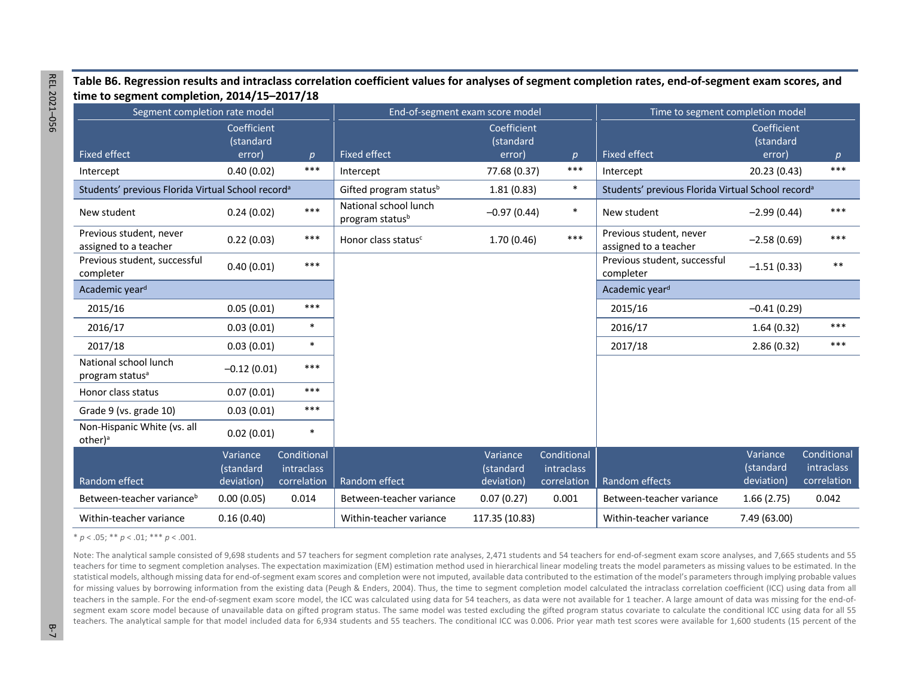**Table B6. Regression results and intraclass correlation coefficient values for analyses of segment completion rates, end-of-segment exam scores, and time to segment completion, 2014/15–2017/18**

| Segment completion rate model | | | End-of-segment exam score model | | | Time to segment completion model | | |
|---|---|---|---|---|---|---|---|---|
| Fixed effect | Coefficient (standard error) | $p$ | Fixed effect | Coefficient (standard error) | $p$ | Fixed effect | Coefficient (standard error) | $p$ |
| Intercept | 0.40 (0.02) | *** | Intercept | 77.68 (0.37) | *** | Intercept | 20.23 (0.43) | *** |
| Students' previous Florida Virtual School record[a] | | | Gifted program status[b] | 1.81 (0.83) | * | Students' previous Florida Virtual School record[a] | | |
| New student | 0.24 (0.02) | *** | National school lunch program status[b] | –0.97 (0.44) | * | New student | –2.99 (0.44) | *** |
| Previous student, never assigned to a teacher | 0.22 (0.03) | *** | Honor class status[c] | 1.70 (0.46) | *** | Previous student, never assigned to a teacher | –2.58 (0.69) | *** |
| Previous student, successful completer | 0.40 (0.01) | *** | | | | Previous student, successful completer | –1.51 (0.33) | ** |
| Academic year[d] | | | | | | Academic year[d] | | |
| 2015/16 | 0.05 (0.01) | *** | | | | 2015/16 | –0.41 (0.29) | |
| 2016/17 | 0.03 (0.01) | * | | | | 2016/17 | 1.64 (0.32) | *** |
| 2017/18 | 0.03 (0.01) | * | | | | 2017/18 | 2.86 (0.32) | *** |
| National school lunch program status[a] | –0.12 (0.01) | *** | | | | | | |
| Honor class status | 0.07 (0.01) | *** | | | | | | |
| Grade 9 (vs. grade 10) | 0.03 (0.01) | *** | | | | | | |
| Non-Hispanic White (vs. all other)[a] | 0.02 (0.01) | * | | | | | | |
| Random effect | Variance (standard deviation) | Conditional intraclass correlation | Random effect | Variance (standard deviation) | Conditional intraclass correlation | Random effects | Variance (standard deviation) | Conditional intraclass correlation |
| Between-teacher variance[b] | 0.00 (0.05) | 0.014 | Between-teacher variance | 0.07 (0.27) | 0.001 | Between-teacher variance | 1.66 (2.75) | 0.042 |
| Within-teacher variance | 0.16 (0.40) | | Within-teacher variance | 117.35 (10.83) | | Within-teacher variance | 7.49 (63.00) | |

* $p < .05$; ** $p < .01$; *** $p < .001$.

Note: The analytical sample consisted of 9,698 students and 57 teachers for segment completion rate analyses, 2,471 students and 54 teachers for end-of-segment exam score analyses, and 7,665 students and 55 teachers for time to segment completion analyses. The expectation maximization (EM) estimation method used in hierarchical linear modeling treats the model parameters as missing values to be estimated. In the statistical models, although missing data for end-of-segment exam scores and completion were not imputed, available data contributed to the estimation of the model's parameters through implying probable values for missing values by borrowing information from the existing data (Peugh & Enders, 2004). Thus, the time to segment completion model calculated the intraclass correlation coefficient (ICC) using data from all teachers in the sample. For the end-of-segment exam score model, the ICC was calculated using data for 54 teachers, as data were not available for 1 teacher. A large amount of data was missing for the end-of-segment exam score model because of unavailable data on gifted program status. The same model was tested excluding the gifted program status covariate to calculate the conditional ICC using data for all 55 teachers. The analytical sample for that model included data for 6,934 students and 55 teachers. The conditional ICC was 0.006. Prior year math test scores were available for 1,600 students (15 percent of the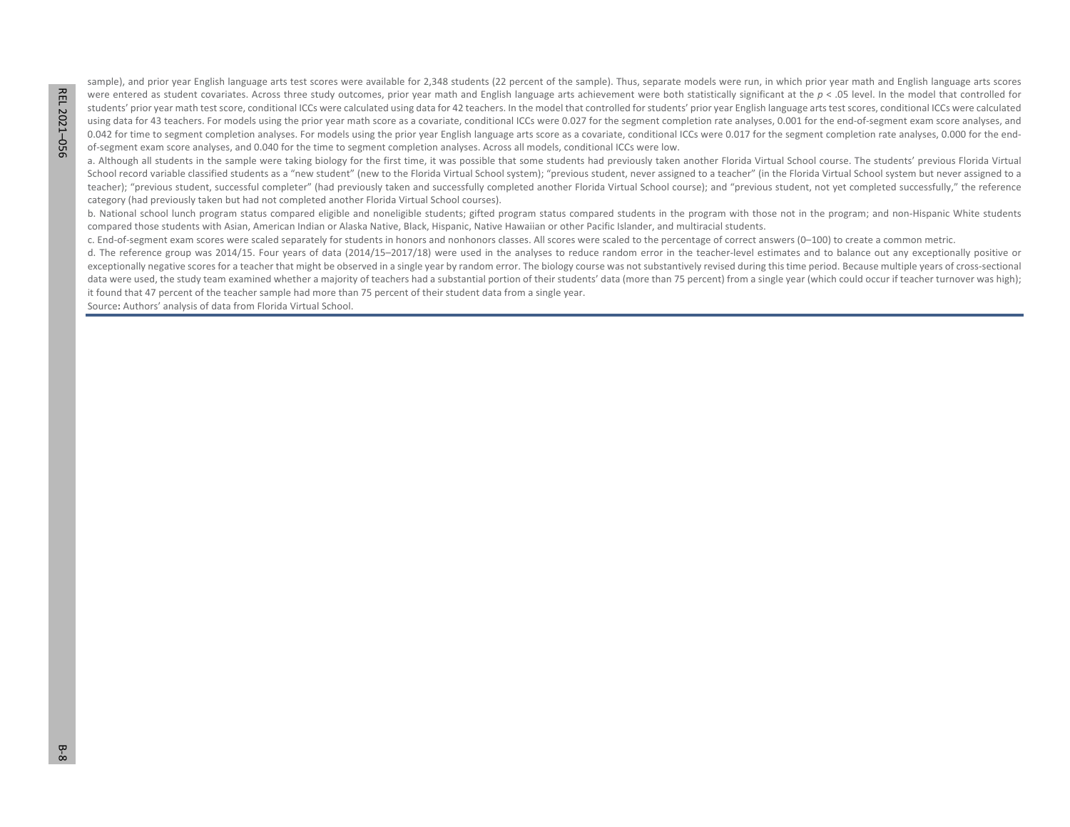sample), and prior year English language arts test scores were available for 2,348 students (22 percent of the sample). Thus, separate models were run, in which prior year math and English language arts scores were entered as student covariates. Across three study outcomes, prior year math and English language arts achievement were both statistically significant at the $p < .05$ level. In the model that controlled for students' prior year math test score, conditional ICCs were calculated using data for 42 teachers. In the model that controlled for students' prior year English language arts test scores, conditional ICCs were calculated using data for 43 teachers. For models using the prior year math score as a covariate, conditional ICCs were 0.027 for the segment completion rate analyses, 0.001 for the end-of-segment exam score analyses, and 0.042 for time to segment completion analyses. For models using the prior year English language arts score as a covariate, conditional ICCs were 0.017 for the segment completion rate analyses, 0.000 for the end-of-segment exam score analyses, and 0.040 for the time to segment completion analyses. Across all models, conditional ICCs were low.

a. Although all students in the sample were taking biology for the first time, it was possible that some students had previously taken another Florida Virtual School course. The students' previous Florida Virtual School record variable classified students as a "new student" (new to the Florida Virtual School system); "previous student, never assigned to a teacher" (in the Florida Virtual School system but never assigned to a teacher); "previous student, successful completer" (had previously taken and successfully completed another Florida Virtual School course); and "previous student, not yet completed successfully," the reference category (had previously taken but had not completed another Florida Virtual School courses).

b. National school lunch program status compared eligible and noneligible students; gifted program status compared students in the program with those not in the program; and non-Hispanic White students compared those students with Asian, American Indian or Alaska Native, Black, Hispanic, Native Hawaiian or other Pacific Islander, and multiracial students.

c. End-of-segment exam scores were scaled separately for students in honors and nonhonors classes. All scores were scaled to the percentage of correct answers (0–100) to create a common metric.

d. The reference group was 2014/15. Four years of data (2014/15–2017/18) were used in the analyses to reduce random error in the teacher-level estimates and to balance out any exceptionally positive or exceptionally negative scores for a teacher that might be observed in a single year by random error. The biology course was not substantively revised during this time period. Because multiple years of cross-sectional data were used, the study team examined whether a majority of teachers had a substantial portion of their students' data (more than 75 percent) from a single year (which could occur if teacher turnover was high); it found that 47 percent of the teacher sample had more than 75 percent of their student data from a single year.

Source: Authors' analysis of data from Florida Virtual School.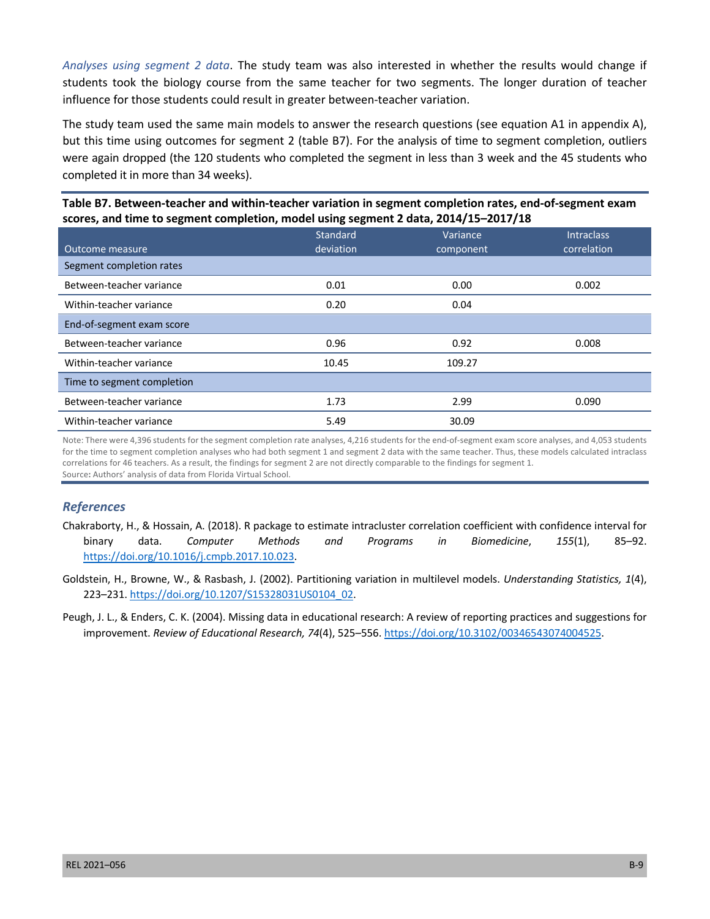*Analyses using segment 2 data*. The study team was also interested in whether the results would change if students took the biology course from the same teacher for two segments. The longer duration of teacher influence for those students could result in greater between-teacher variation.

The study team used the same main models to answer the research questions (see equation A1 in appendix A), but this time using outcomes for segment 2 (table B7). For the analysis of time to segment completion, outliers were again dropped (the 120 students who completed the segment in less than 3 week and the 45 students who completed it in more than 34 weeks).

**Table B7. Between-teacher and within-teacher variation in segment completion rates, end-of-segment exam scores, and time to segment completion, model using segment 2 data, 2014/15–2017/18**

| Outcome measure | Standard deviation | Variance component | Intraclass correlation |
|---|---|---|---|
| Segment completion rates | | | |
| Between-teacher variance | 0.01 | 0.00 | 0.002 |
| Within-teacher variance | 0.20 | 0.04 | |
| End-of-segment exam score | | | |
| Between-teacher variance | 0.96 | 0.92 | 0.008 |
| Within-teacher variance | 10.45 | 109.27 | |
| Time to segment completion | | | |
| Between-teacher variance | 1.73 | 2.99 | 0.090 |
| Within-teacher variance | 5.49 | 30.09 | |

Note: There were 4,396 students for the segment completion rate analyses, 4,216 students for the end-of-segment exam score analyses, and 4,053 students for the time to segment completion analyses who had both segment 1 and segment 2 data with the same teacher. Thus, these models calculated intraclass correlations for 46 teachers. As a result, the findings for segment 2 are not directly comparable to the findings for segment 1.

Source: Authors' analysis of data from Florida Virtual School.

## *References*

Chakraborty, H., & Hossain, A. (2018). R package to estimate intracluster correlation coefficient with confidence interval for binary data. *Computer Methods and Programs in Biomedicine*, *155*(1), 85–92. https://doi.org/10.1016/j.cmpb.2017.10.023.

Goldstein, H., Browne, W., & Rasbash, J. (2002). Partitioning variation in multilevel models. *Understanding Statistics, 1*(4), 223–231. https://doi.org/10.1207/S15328031US0104_02.

Peugh, J. L., & Enders, C. K. (2004). Missing data in educational research: A review of reporting practices and suggestions for improvement. *Review of Educational Research, 74*(4), 525–556. https://doi.org/10.3102/00346543074004525.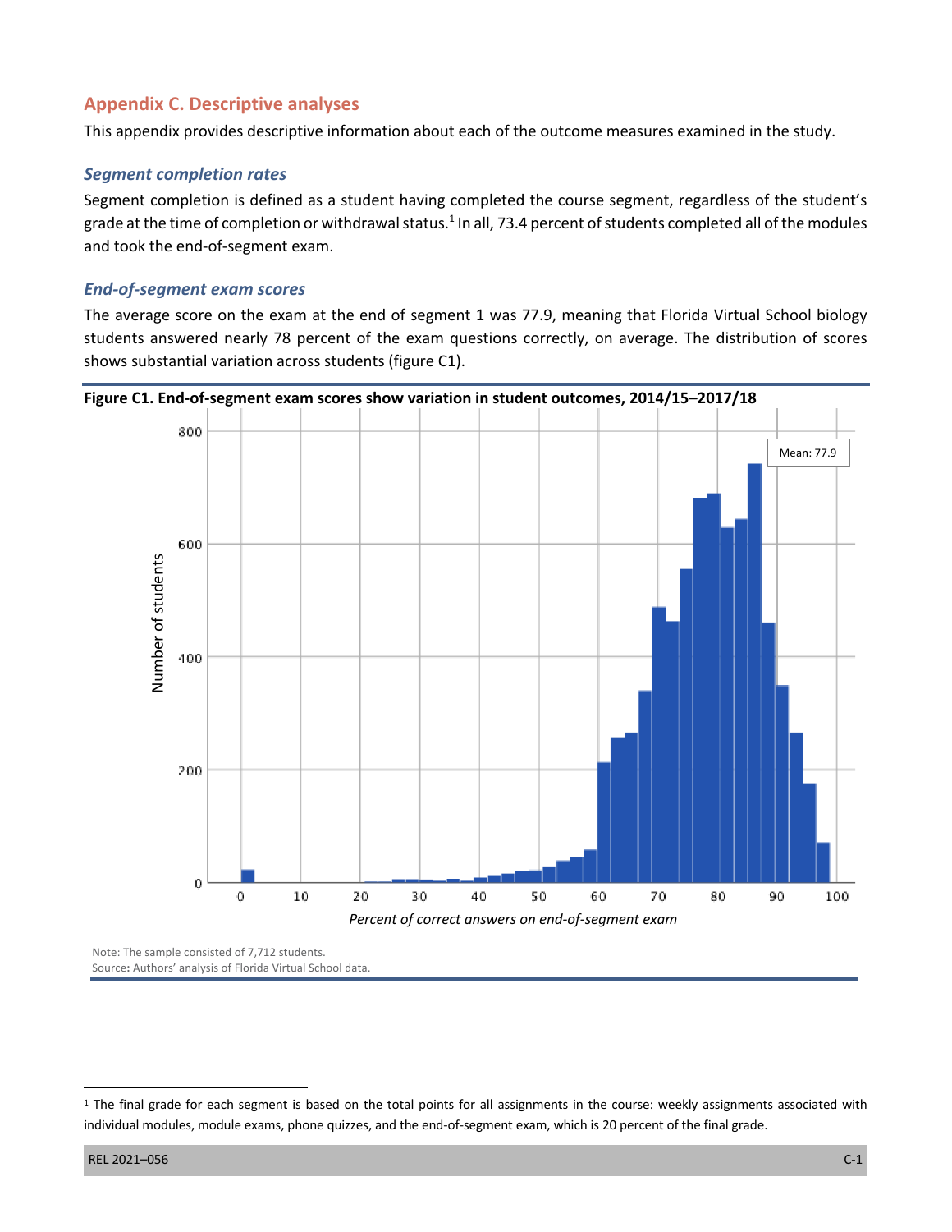## Appendix C. Descriptive analyses

This appendix provides descriptive information about each of the outcome measures examined in the study.

### *Segment completion rates*

Segment completion is defined as a student having completed the course segment, regardless of the student's grade at the time of completion or withdrawal status.[1] In all, 73.4 percent of students completed all of the modules and took the end-of-segment exam.

### *End-of-segment exam scores*

The average score on the exam at the end of segment 1 was 77.9, meaning that Florida Virtual School biology students answered nearly 78 percent of the exam questions correctly, on average. The distribution of scores shows substantial variation across students (figure C1).

**Figure C1. End-of-segment exam scores show variation in student outcomes, 2014/15–2017/18**

Note: The sample consisted of 7,712 students.
Source: Authors' analysis of Florida Virtual School data.

[1] The final grade for each segment is based on the total points for all assignments in the course: weekly assignments associated with individual modules, module exams, phone quizzes, and the end-of-segment exam, which is 20 percent of the final grade.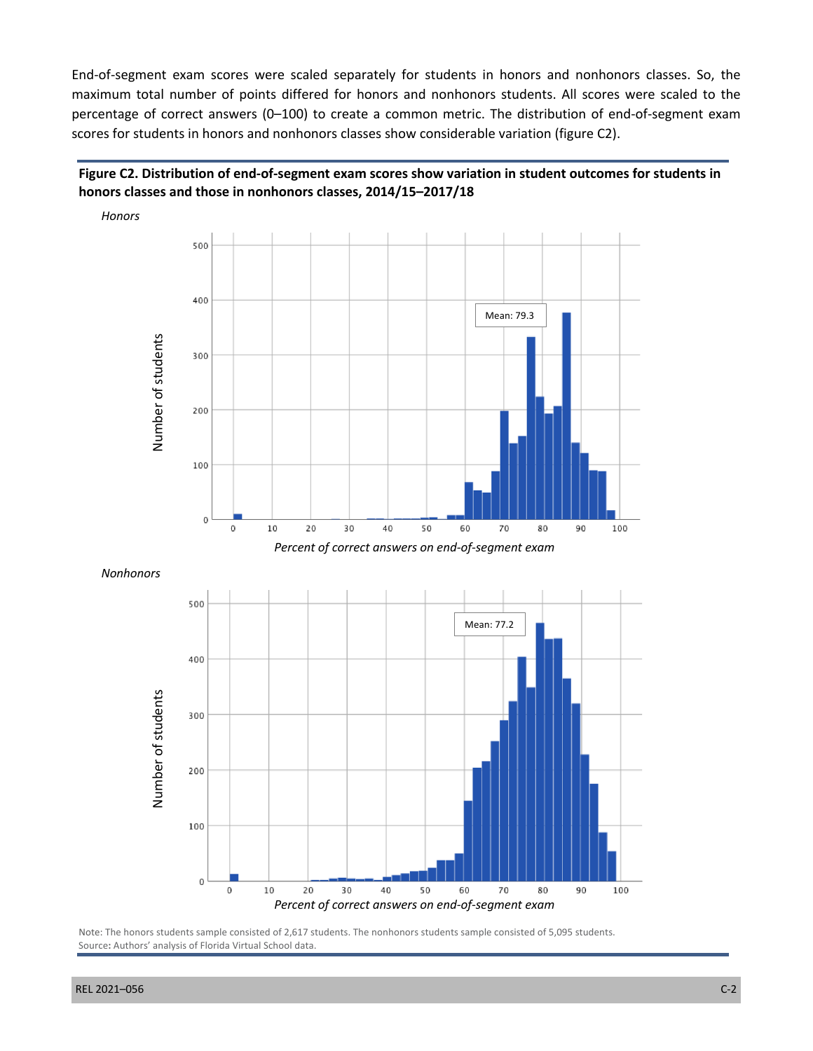End-of-segment exam scores were scaled separately for students in honors and nonhonors classes. So, the maximum total number of points differed for honors and nonhonors students. All scores were scaled to the percentage of correct answers (0–100) to create a common metric. The distribution of end-of-segment exam scores for students in honors and nonhonors classes show considerable variation (figure C2).

**Figure C2. Distribution of end-of-segment exam scores show variation in student outcomes for students in honors classes and those in nonhonors classes, 2014/15–2017/18**

*Honors*

Mean: 79.3

Number of students

0
100
200
300
400
500

0 10 20 30 40 50 60 70 80 90 100

*Percent of correct answers on end-of-segment exam*

*Nonhonors*

Mean: 77.2

Number of students

0
100
200
300
400
500

0 10 20 30 40 50 60 70 80 90 100

*Percent of correct answers on end-of-segment exam*

Note: The honors students sample consisted of 2,617 students. The nonhonors students sample consisted of 5,095 students.
Source: Authors' analysis of Florida Virtual School data.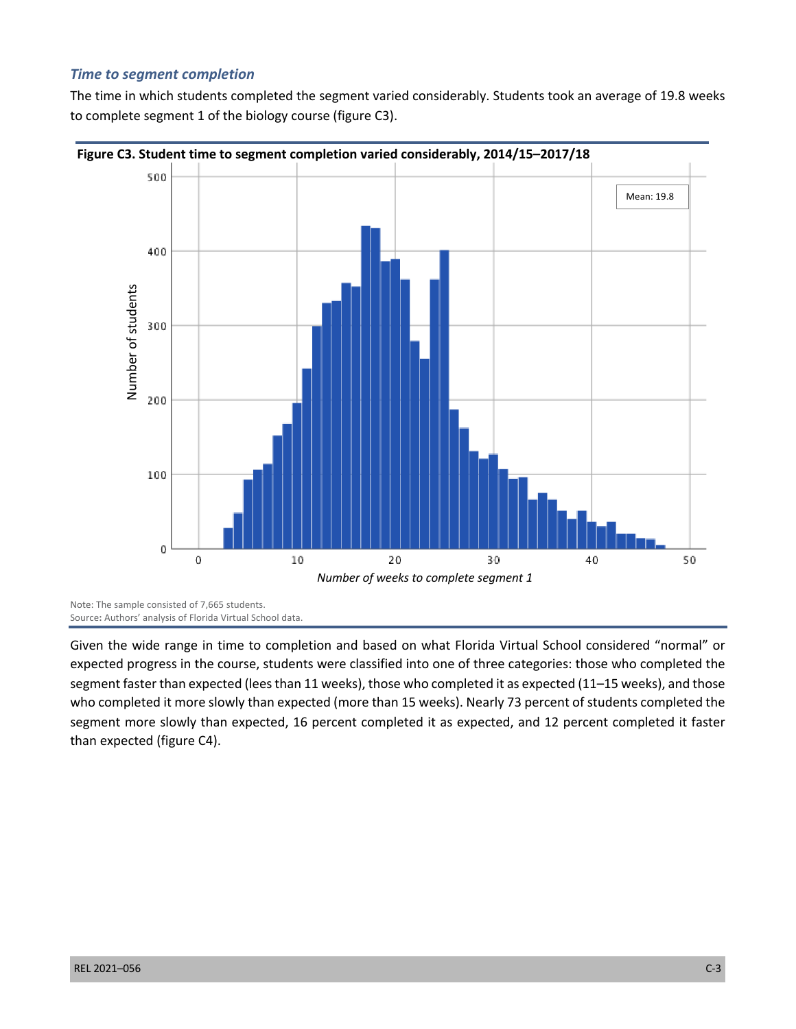### *Time to segment completion*

The time in which students completed the segment varied considerably. Students took an average of 19.8 weeks to complete segment 1 of the biology course (figure C3).

**Figure C3. Student time to segment completion varied considerably, 2014/15–2017/18**

Note: The sample consisted of 7,665 students.
Source: Authors' analysis of Florida Virtual School data.

Given the wide range in time to completion and based on what Florida Virtual School considered "normal" or expected progress in the course, students were classified into one of three categories: those who completed the segment faster than expected (lees than 11 weeks), those who completed it as expected (11–15 weeks), and those who completed it more slowly than expected (more than 15 weeks). Nearly 73 percent of students completed the segment more slowly than expected, 16 percent completed it as expected, and 12 percent completed it faster than expected (figure C4).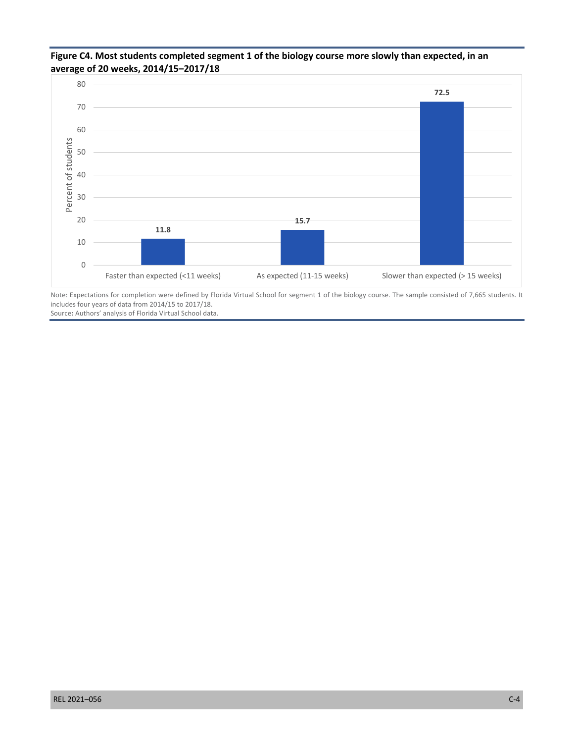**Figure C4. Most students completed segment 1 of the biology course more slowly than expected, in an average of 20 weeks, 2014/15–2017/18**

Percent of students

80
70
60
50
40
30
20
10
0

11.8
15.7
72.5

Faster than expected (<11 weeks)
As expected (11-15 weeks)
Slower than expected (> 15 weeks)

Note: Expectations for completion were defined by Florida Virtual School for segment 1 of the biology course. The sample consisted of 7,665 students. It includes four years of data from 2014/15 to 2017/18.

Source: Authors' analysis of Florida Virtual School data.